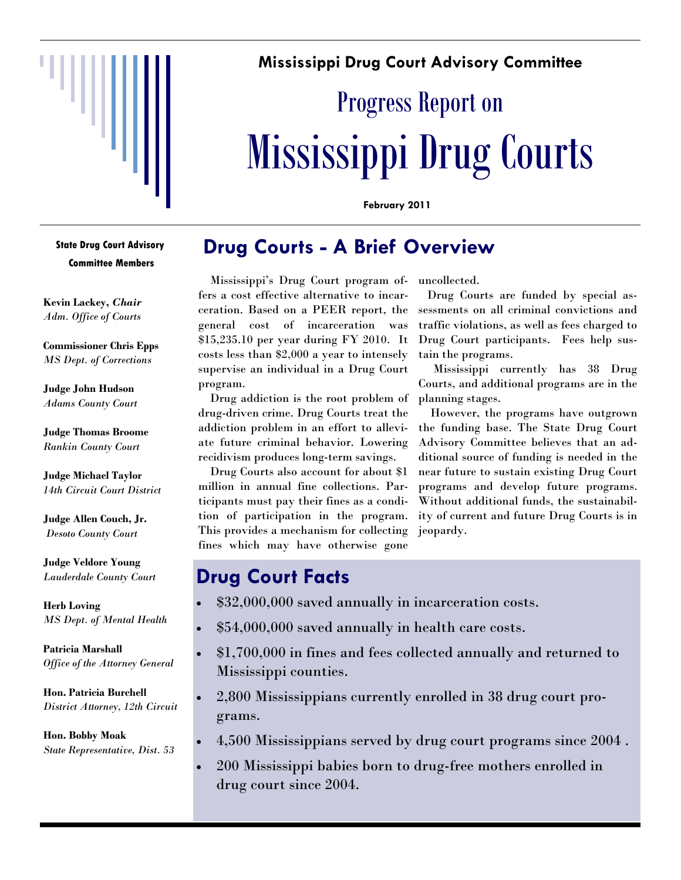**Mississippi Drug Court Advisory Committee**

# Progress Report on Mississippi Drug Courts

**February 2011**

**State Drug Court Advisory Committee Members**

**Kevin Lackey,** ***Chair***
*Adm. Office of Courts*

**Commissioner Chris Epps**
*MS Dept. of Corrections*

**Judge John Hudson**
*Adams County Court*

**Judge Thomas Broome**
*Rankin County Court*

**Judge Michael Taylor**
*14th Circuit Court District*

**Judge Allen Couch, Jr.**
*Desoto County Court*

**Judge Veldore Young**
*Lauderdale County Court*

**Herb Loving**
*MS Dept. of Mental Health*

**Patricia Marshall**
*Office of the Attorney General*

**Hon. Patricia Burchell**
*District Attorney, 12th Circuit*

**Hon. Bobby Moak**
*State Representative, Dist. 53*

## Drug Courts - A Brief Overview

Mississippi's Drug Court program offers a cost effective alternative to incarceration. Based on a PEER report, the general cost of incarceration was $15,235.10 per year during FY 2010. It costs less than $2,000 a year to intensely supervise an individual in a Drug Court program.

Drug addiction is the root problem of drug-driven crime. Drug Courts treat the addiction problem in an effort to alleviate future criminal behavior. Lowering recidivism produces long-term savings.

Drug Courts also account for about $1 million in annual fine collections. Participants must pay their fines as a condition of participation in the program. This provides a mechanism for collecting fines which may have otherwise gone uncollected.

Drug Courts are funded by special assessments on all criminal convictions and traffic violations, as well as fees charged to Drug Court participants. Fees help sustain the programs.

Mississippi currently has 38 Drug Courts, and additional programs are in the planning stages.

However, the programs have outgrown the funding base. The State Drug Court Advisory Committee believes that an additional source of funding is needed in the near future to sustain existing Drug Court programs and develop future programs. Without additional funds, the sustainability of current and future Drug Courts is in jeopardy.

## Drug Court Facts

- $32,000,000 saved annually in incarceration costs.
- $54,000,000 saved annually in health care costs.
- $1,700,000 in fines and fees collected annually and returned to Mississippi counties.
- 2,800 Mississippians currently enrolled in 38 drug court programs.
- 4,500 Mississippians served by drug court programs since 2004 .
- 200 Mississippi babies born to drug-free mothers enrolled in drug court since 2004.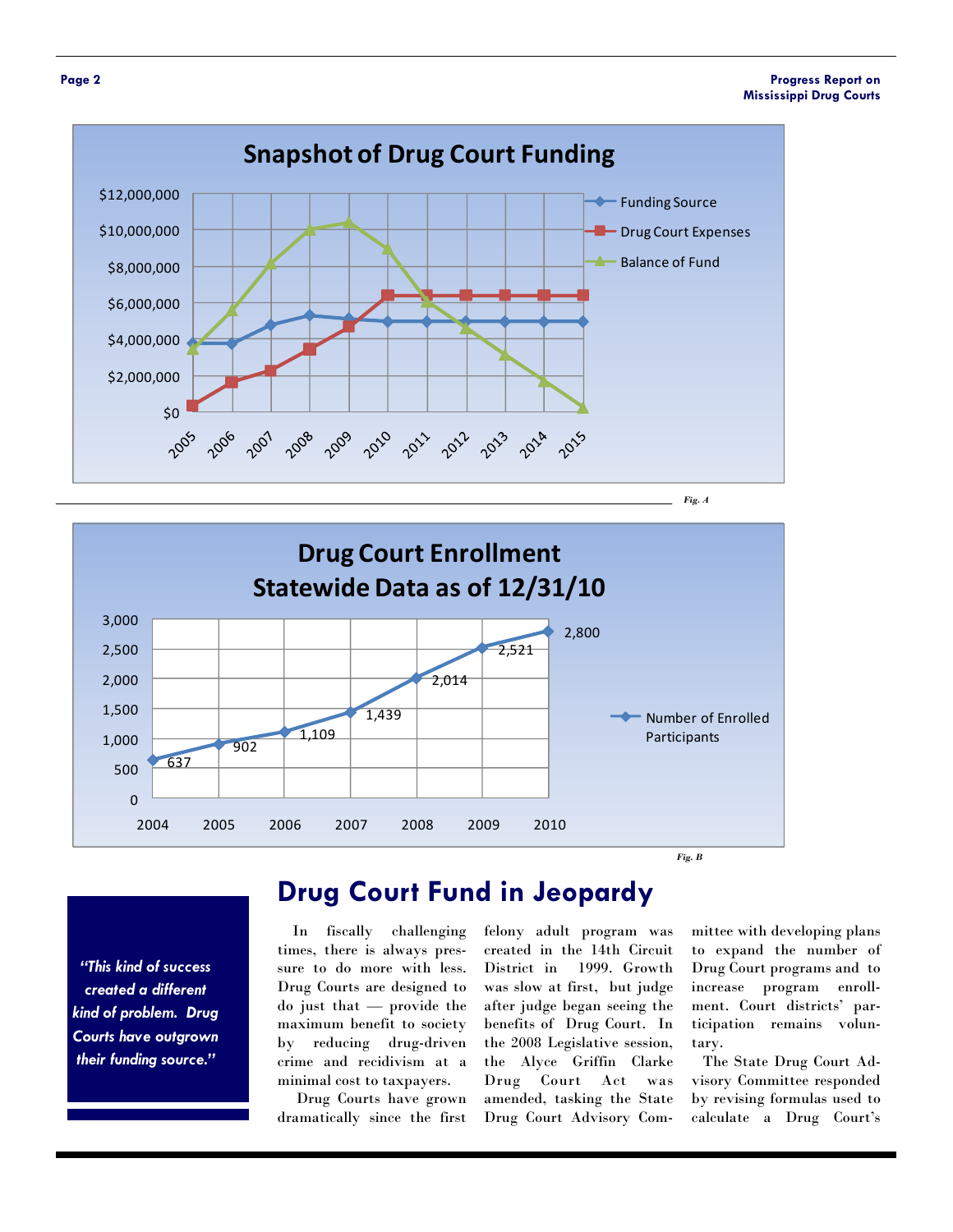## Snapshot of Drug Court Funding

Fig. A

## Drug Court Enrollment Statewide Data as of 12/31/10

| Year | Number of Enrolled Participants |
|---|---|
| 2004 | 637 |
| 2005 | 902 |
| 2006 | 1,109 |
| 2007 | 1,439 |
| 2008 | 2,014 |
| 2009 | 2,521 |
| 2010 | 2,800 |

Fig. B

> *"This kind of success created a different kind of problem. Drug Courts have outgrown their funding source."*

# Drug Court Fund in Jeopardy

In fiscally challenging times, there is always pressure to do more with less. Drug Courts are designed to do just that — provide the maximum benefit to society by reducing drug-driven crime and recidivism at a minimal cost to taxpayers.

Drug Courts have grown dramatically since the first felony adult program was created in the 14th Circuit District in 1999. Growth was slow at first, but judge after judge began seeing the benefits of Drug Court. In the 2008 Legislative session, the Alyce Griffin Clarke Drug Court Act was amended, tasking the State Drug Court Advisory Committee with developing plans to expand the number of Drug Court programs and to increase program enrollment. Court districts' participation remains voluntary.

The State Drug Court Advisory Committee responded by revising formulas used to calculate a Drug Court's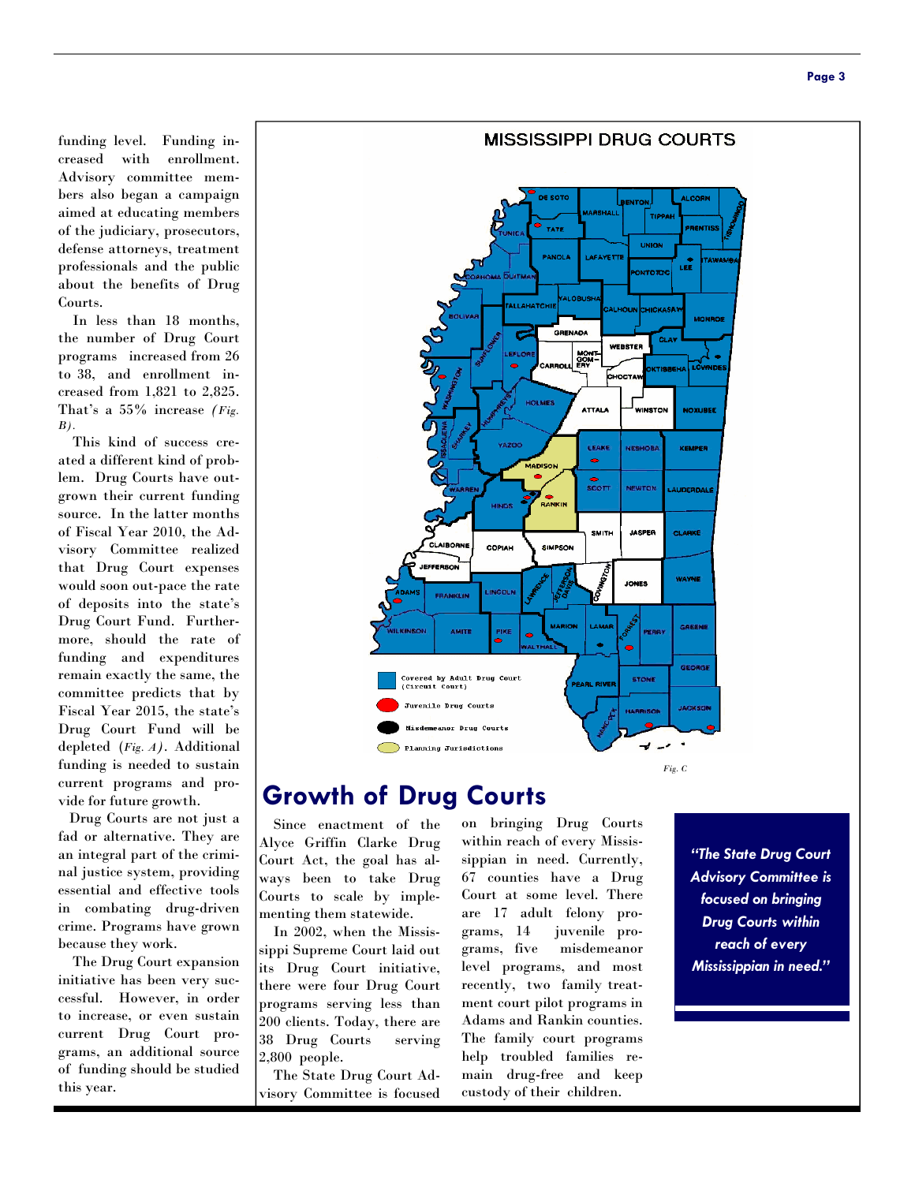funding level. Funding increased with enrollment. Advisory committee members also began a campaign aimed at educating members of the judiciary, prosecutors, defense attorneys, treatment professionals and the public about the benefits of Drug Courts.

In less than 18 months, the number of Drug Court programs increased from 26 to 38, and enrollment increased from 1,821 to 2,825. That's a 55% increase *(Fig. B)*.

This kind of success created a different kind of problem. Drug Courts have outgrown their current funding source. In the latter months of Fiscal Year 2010, the Advisory Committee realized that Drug Court expenses would soon out-pace the rate of deposits into the state's Drug Court Fund. Furthermore, should the rate of funding and expenditures remain exactly the same, the committee predicts that by Fiscal Year 2015, the state's Drug Court Fund will be depleted *(Fig. A)*. Additional funding is needed to sustain current programs and provide for future growth.

Drug Courts are not just a fad or alternative. They are an integral part of the criminal justice system, providing essential and effective tools in combating drug-driven crime. Programs have grown because they work.

The Drug Court expansion initiative has been very successful. However, in order to increase, or even sustain current Drug Court programs, an additional source of funding should be studied this year.

**MISSISSIPPI DRUG COURTS**

Covered by Adult Drug Court (Circuit Court)

Juvenile Drug Courts

Misdemeanor Drug Courts

Planning Jurisdictions

*Fig. C*

## Growth of Drug Courts

Since enactment of the Alyce Griffin Clarke Drug Court Act, the goal has always been to take Drug Courts to scale by implementing them statewide.

In 2002, when the Mississippi Supreme Court laid out its Drug Court initiative, there were four Drug Court programs serving less than 200 clients. Today, there are 38 Drug Courts serving 2,800 people.

The State Drug Court Advisory Committee is focused on bringing Drug Courts within reach of every Mississippian in need. Currently, 67 counties have a Drug Court at some level. There are 17 adult felony programs, 14 juvenile programs, five misdemeanor level programs, and most recently, two family treatment court pilot programs in Adams and Rankin counties. The family court programs help troubled families remain drug-free and keep custody of their children.

***"The State Drug Court Advisory Committee is focused on bringing Drug Courts within reach of every Mississippian in need."***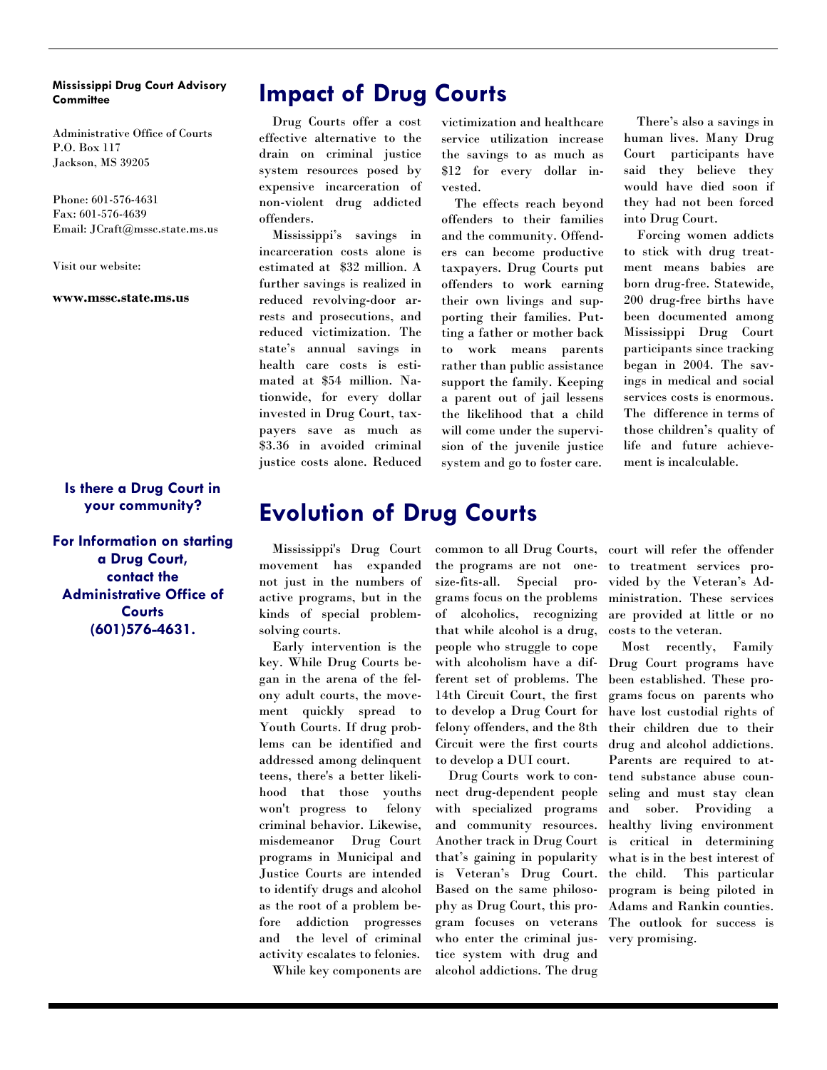**Mississippi Drug Court Advisory Committee**

Administrative Office of Courts
P.O. Box 117
Jackson, MS 39205

Phone: 601-576-4631
Fax: 601-576-4639
Email: JCraft@mssc.state.ms.us

Visit our website:

**www.mssc.state.ms.us**

**Is there a Drug Court in your community?**

**For Information on starting a Drug Court, contact the Administrative Office of Courts (601)576-4631.**

# Impact of Drug Courts

Drug Courts offer a cost effective alternative to the drain on criminal justice system resources posed by expensive incarceration of non-violent drug addicted offenders.

Mississippi's savings in incarceration costs alone is estimated at $32 million. A further savings is realized in reduced revolving-door arrests and prosecutions, and reduced victimization. The state's annual savings in health care costs is estimated at $54 million. Nationwide, for every dollar invested in Drug Court, taxpayers save as much as $3.36 in avoided criminal justice costs alone. Reduced victimization and healthcare service utilization increase the savings to as much as $12 for every dollar invested.

The effects reach beyond offenders to their families and the community. Offenders can become productive taxpayers. Drug Courts put offenders to work earning their own livings and supporting their families. Putting a father or mother back to work means parents rather than public assistance support the family. Keeping a parent out of jail lessens the likelihood that a child will come under the supervision of the juvenile justice system and go to foster care.

There's also a savings in human lives. Many Drug Court participants have said they believe they would have died soon if they had not been forced into Drug Court.

Forcing women addicts to stick with drug treatment means babies are born drug-free. Statewide, 200 drug-free births have been documented among Mississippi Drug Court participants since tracking began in 2004. The savings in medical and social services costs is enormous. The difference in terms of those children's quality of life and future achievement is incalculable.

# Evolution of Drug Courts

Mississippi's Drug Court movement has expanded not just in the numbers of active programs, but in the kinds of special problem-solving courts.

Early intervention is the key. While Drug Courts began in the arena of the felony adult courts, the movement quickly spread to Youth Courts. If drug problems can be identified and addressed among delinquent teens, there's a better likelihood that those youths won't progress to felony criminal behavior. Likewise, misdemeanor Drug Court programs in Municipal and Justice Courts are intended to identify drugs and alcohol as the root of a problem before addiction progresses and the level of criminal activity escalates to felonies.

While key components are common to all Drug Courts, the programs are not one-size-fits-all. Special programs focus on the problems of alcoholics, recognizing that while alcohol is a drug, people who struggle to cope with alcoholism have a different set of problems. The 14th Circuit Court, the first to develop a Drug Court for felony offenders, and the 8th Circuit were the first courts to develop a DUI court.

Drug Courts work to connect drug-dependent people with specialized programs and community resources. Another track in Drug Court that's gaining in popularity is Veteran's Drug Court. Based on the same philosophy as Drug Court, this program focuses on veterans who enter the criminal justice system with drug and alcohol addictions. The drug court will refer the offender to treatment services provided by the Veteran's Administration. These services are provided at little or no costs to the veteran.

Most recently, Family Drug Court programs have been established. These programs focus on parents who have lost custodial rights of their children due to their drug and alcohol addictions. Parents are required to attend substance abuse counseling and must stay clean and sober. Providing a healthy living environment is critical in determining what is in the best interest of the child. This particular program is being piloted in Adams and Rankin counties. The outlook for success is very promising.